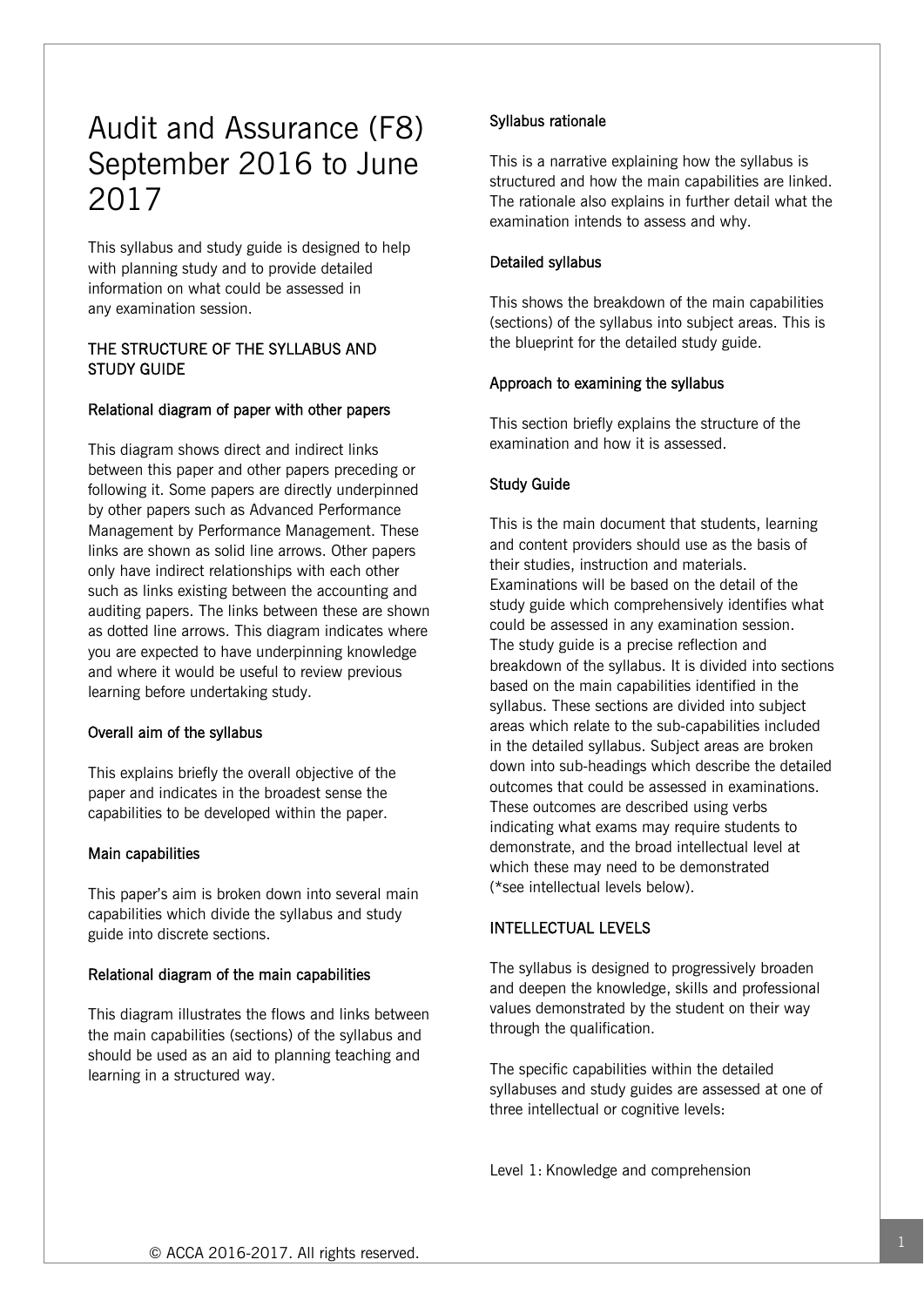# Audit and Assurance (F8) September 2016 to June 2017

This syllabus and study guide is designed to help with planning study and to provide detailed information on what could be assessed in any examination session.

## THE STRUCTURE OF THE SYLLABUS AND STUDY GUIDE

### Relational diagram of paper with other papers

This diagram shows direct and indirect links between this paper and other papers preceding or following it. Some papers are directly underpinned by other papers such as Advanced Performance Management by Performance Management. These links are shown as solid line arrows. Other papers only have indirect relationships with each other such as links existing between the accounting and auditing papers. The links between these are shown as dotted line arrows. This diagram indicates where you are expected to have underpinning knowledge and where it would be useful to review previous learning before undertaking study.

### Overall aim of the syllabus

This explains briefly the overall objective of the paper and indicates in the broadest sense the capabilities to be developed within the paper.

### Main capabilities

This paper's aim is broken down into several main capabilities which divide the syllabus and study guide into discrete sections.

### Relational diagram of the main capabilities

This diagram illustrates the flows and links between the main capabilities (sections) of the syllabus and should be used as an aid to planning teaching and learning in a structured way.

### Syllabus rationale

This is a narrative explaining how the syllabus is structured and how the main capabilities are linked. The rationale also explains in further detail what the examination intends to assess and why.

### Detailed syllabus

This shows the breakdown of the main capabilities (sections) of the syllabus into subject areas. This is the blueprint for the detailed study guide.

### Approach to examining the syllabus

This section briefly explains the structure of the examination and how it is assessed.

### Study Guide

This is the main document that students, learning and content providers should use as the basis of their studies, instruction and materials. Examinations will be based on the detail of the study guide which comprehensively identifies what could be assessed in any examination session. The study guide is a precise reflection and breakdown of the syllabus. It is divided into sections based on the main capabilities identified in the syllabus. These sections are divided into subject areas which relate to the sub-capabilities included in the detailed syllabus. Subject areas are broken down into sub-headings which describe the detailed outcomes that could be assessed in examinations. These outcomes are described using verbs indicating what exams may require students to demonstrate, and the broad intellectual level at which these may need to be demonstrated (*see intellectual levels below).

## INTELLECTUAL LEVELS

The syllabus is designed to progressively broaden and deepen the knowledge, skills and professional values demonstrated by the student on their way through the qualification.

The specific capabilities within the detailed syllabuses and study guides are assessed at one of three intellectual or cognitive levels:

Level 1: Knowledge and comprehension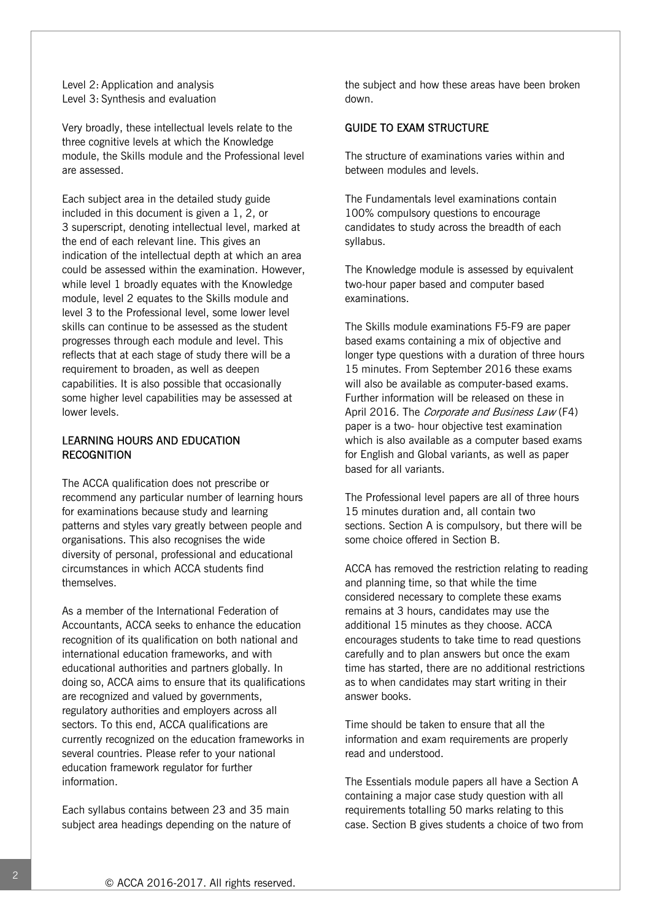Level 2: Application and analysis
Level 3: Synthesis and evaluation

Very broadly, these intellectual levels relate to the three cognitive levels at which the Knowledge module, the Skills module and the Professional level are assessed.

Each subject area in the detailed study guide included in this document is given a 1, 2, or 3 superscript, denoting intellectual level, marked at the end of each relevant line. This gives an indication of the intellectual depth at which an area could be assessed within the examination. However, while level 1 broadly equates with the Knowledge module, level 2 equates to the Skills module and level 3 to the Professional level, some lower level skills can continue to be assessed as the student progresses through each module and level. This reflects that at each stage of study there will be a requirement to broaden, as well as deepen capabilities. It is also possible that occasionally some higher level capabilities may be assessed at lower levels.

## LEARNING HOURS AND EDUCATION RECOGNITION

The ACCA qualification does not prescribe or recommend any particular number of learning hours for examinations because study and learning patterns and styles vary greatly between people and organisations. This also recognises the wide diversity of personal, professional and educational circumstances in which ACCA students find themselves.

As a member of the International Federation of Accountants, ACCA seeks to enhance the education recognition of its qualification on both national and international education frameworks, and with educational authorities and partners globally. In doing so, ACCA aims to ensure that its qualifications are recognized and valued by governments, regulatory authorities and employers across all sectors. To this end, ACCA qualifications are currently recognized on the education frameworks in several countries. Please refer to your national education framework regulator for further information.

Each syllabus contains between 23 and 35 main subject area headings depending on the nature of the subject and how these areas have been broken down.

## GUIDE TO EXAM STRUCTURE

The structure of examinations varies within and between modules and levels.

The Fundamentals level examinations contain 100% compulsory questions to encourage candidates to study across the breadth of each syllabus.

The Knowledge module is assessed by equivalent two-hour paper based and computer based examinations.

The Skills module examinations F5-F9 are paper based exams containing a mix of objective and longer type questions with a duration of three hours 15 minutes. From September 2016 these exams will also be available as computer-based exams. Further information will be released on these in April 2016. The *Corporate and Business Law* (F4) paper is a two- hour objective test examination which is also available as a computer based exams for English and Global variants, as well as paper based for all variants.

The Professional level papers are all of three hours 15 minutes duration and, all contain two sections. Section A is compulsory, but there will be some choice offered in Section B.

ACCA has removed the restriction relating to reading and planning time, so that while the time considered necessary to complete these exams remains at 3 hours, candidates may use the additional 15 minutes as they choose. ACCA encourages students to take time to read questions carefully and to plan answers but once the exam time has started, there are no additional restrictions as to when candidates may start writing in their answer books.

Time should be taken to ensure that all the information and exam requirements are properly read and understood.

The Essentials module papers all have a Section A containing a major case study question with all requirements totalling 50 marks relating to this case. Section B gives students a choice of two from

© ACCA 2016-2017. All rights reserved.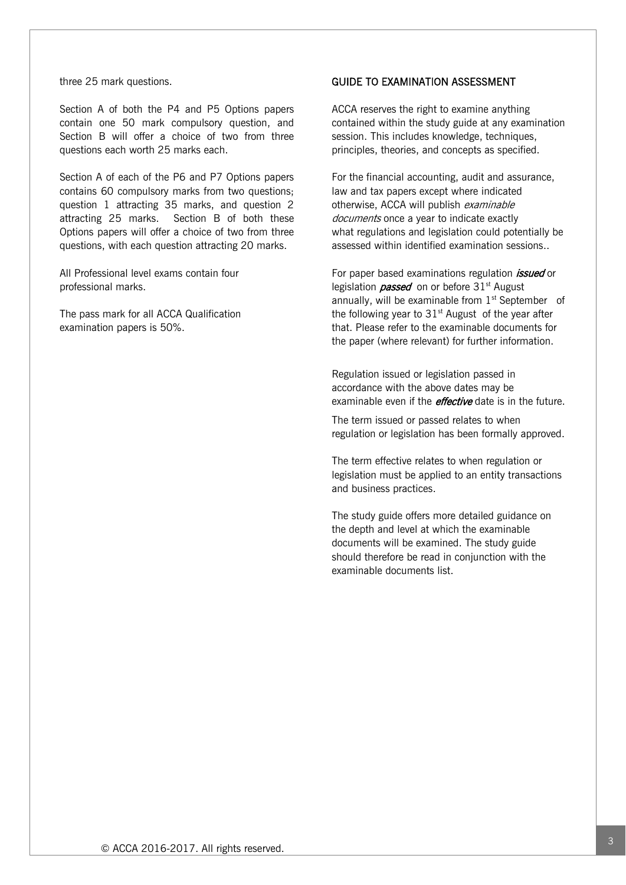three 25 mark questions.

Section A of both the P4 and P5 Options papers contain one 50 mark compulsory question, and Section B will offer a choice of two from three questions each worth 25 marks each.

Section A of each of the P6 and P7 Options papers contains 60 compulsory marks from two questions; question 1 attracting 35 marks, and question 2 attracting 25 marks. Section B of both these Options papers will offer a choice of two from three questions, with each question attracting 20 marks.

All Professional level exams contain four professional marks.

The pass mark for all ACCA Qualification examination papers is 50%.

## GUIDE TO EXAMINATION ASSESSMENT

ACCA reserves the right to examine anything contained within the study guide at any examination session. This includes knowledge, techniques, principles, theories, and concepts as specified.

For the financial accounting, audit and assurance, law and tax papers except where indicated otherwise, ACCA will publish *examinable documents* once a year to indicate exactly what regulations and legislation could potentially be assessed within identified examination sessions..

For paper based examinations regulation ***issued*** or legislation ***passed*** on or before 31st August annually, will be examinable from 1st September of the following year to 31st August of the year after that. Please refer to the examinable documents for the paper (where relevant) for further information.

Regulation issued or legislation passed in accordance with the above dates may be examinable even if the ***effective*** date is in the future.

The term issued or passed relates to when regulation or legislation has been formally approved.

The term effective relates to when regulation or legislation must be applied to an entity transactions and business practices.

The study guide offers more detailed guidance on the depth and level at which the examinable documents will be examined. The study guide should therefore be read in conjunction with the examinable documents list.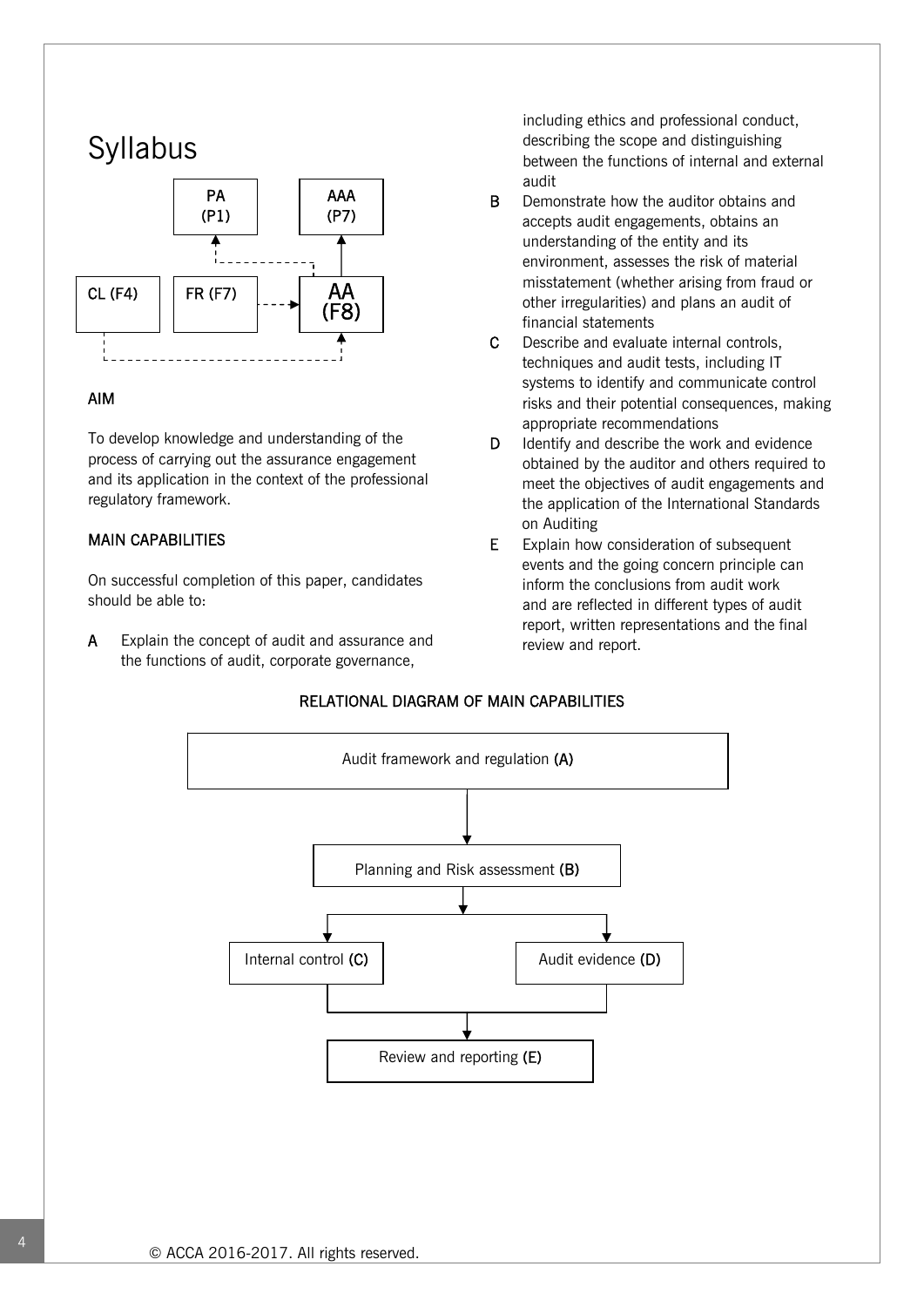# Syllabus

## AIM

To develop knowledge and understanding of the process of carrying out the assurance engagement and its application in the context of the professional regulatory framework.

## MAIN CAPABILITIES

On successful completion of this paper, candidates should be able to:

**A** Explain the concept of audit and assurance and the functions of audit, corporate governance, including ethics and professional conduct, describing the scope and distinguishing between the functions of internal and external audit

**B** Demonstrate how the auditor obtains and accepts audit engagements, obtains an understanding of the entity and its environment, assesses the risk of material misstatement (whether arising from fraud or other irregularities) and plans an audit of financial statements

**C** Describe and evaluate internal controls, techniques and audit tests, including IT systems to identify and communicate control risks and their potential consequences, making appropriate recommendations

**D** Identify and describe the work and evidence obtained by the auditor and others required to meet the objectives of audit engagements and the application of the International Standards on Auditing

**E** Explain how consideration of subsequent events and the going concern principle can inform the conclusions from audit work and are reflected in different types of audit report, written representations and the final review and report.

## RELATIONAL DIAGRAM OF MAIN CAPABILITIES

Audit framework and regulation **(A)**

Planning and Risk assessment **(B)**

Internal control **(C)**

Audit evidence **(D)**

Review and reporting **(E)**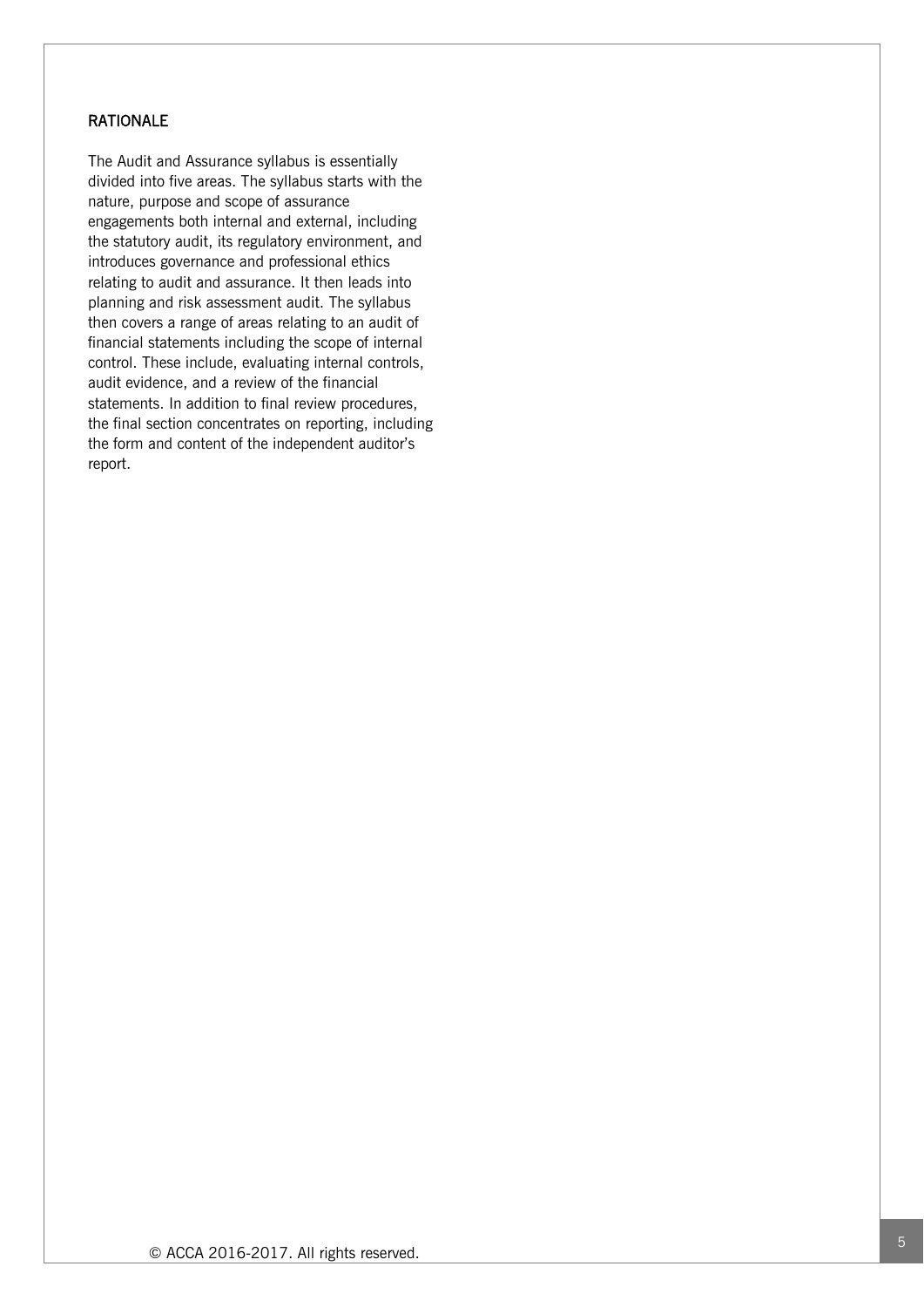## RATIONALE

The Audit and Assurance syllabus is essentially divided into five areas. The syllabus starts with the nature, purpose and scope of assurance engagements both internal and external, including the statutory audit, its regulatory environment, and introduces governance and professional ethics relating to audit and assurance. It then leads into planning and risk assessment audit. The syllabus then covers a range of areas relating to an audit of financial statements including the scope of internal control. These include, evaluating internal controls, audit evidence, and a review of the financial statements. In addition to final review procedures, the final section concentrates on reporting, including the form and content of the independent auditor's report.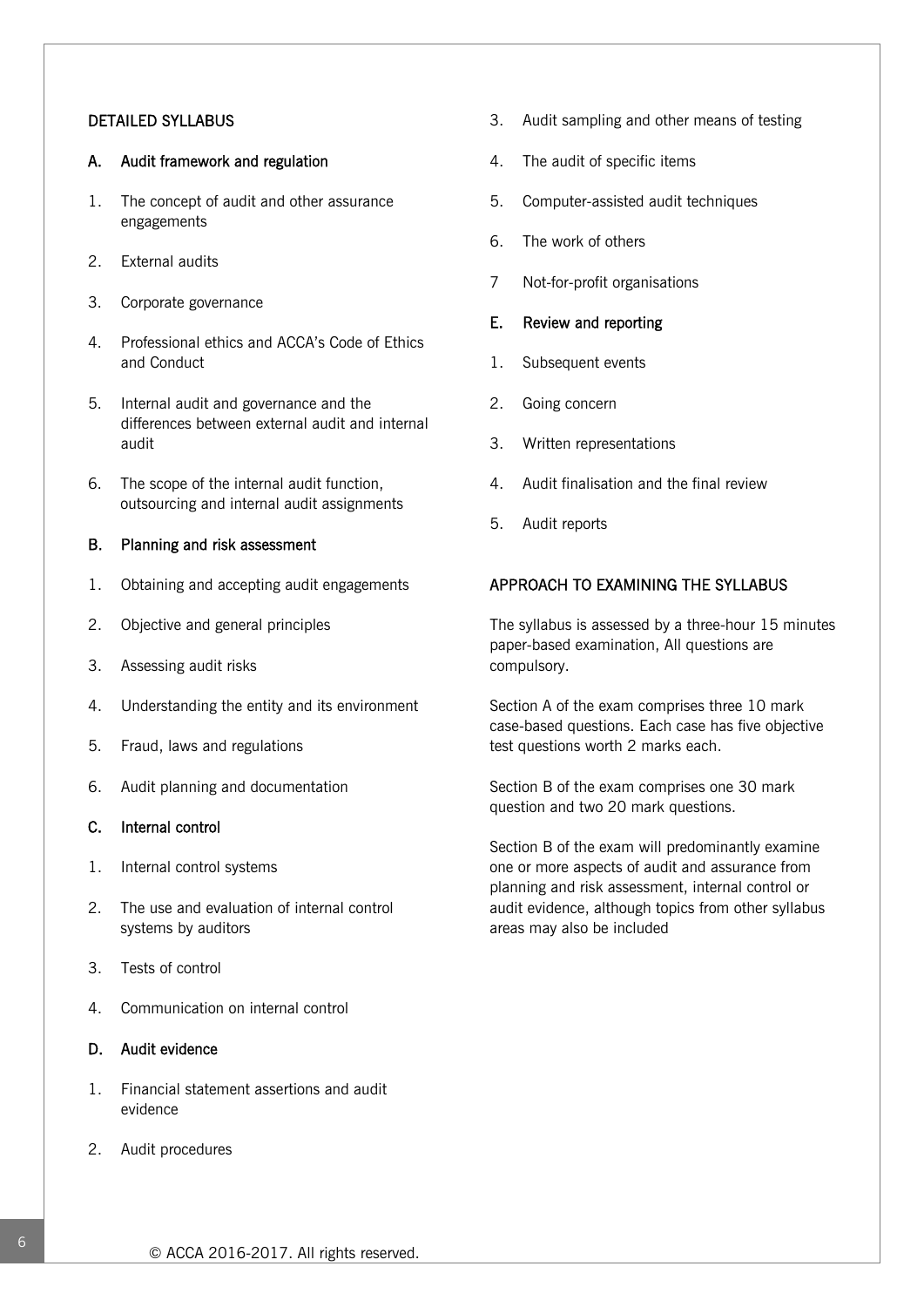## DETAILED SYLLABUS

### A. Audit framework and regulation

1. The concept of audit and other assurance engagements
2. External audits
3. Corporate governance
4. Professional ethics and ACCA's Code of Ethics and Conduct
5. Internal audit and governance and the differences between external audit and internal audit
6. The scope of the internal audit function, outsourcing and internal audit assignments

### B. Planning and risk assessment

1. Obtaining and accepting audit engagements
2. Objective and general principles
3. Assessing audit risks
4. Understanding the entity and its environment
5. Fraud, laws and regulations
6. Audit planning and documentation

### C. Internal control

1. Internal control systems
2. The use and evaluation of internal control systems by auditors
3. Tests of control
4. Communication on internal control

### D. Audit evidence

1. Financial statement assertions and audit evidence
2. Audit procedures
3. Audit sampling and other means of testing
4. The audit of specific items
5. Computer-assisted audit techniques
6. The work of others
7. Not-for-profit organisations

### E. Review and reporting

1. Subsequent events
2. Going concern
3. Written representations
4. Audit finalisation and the final review
5. Audit reports

## APPROACH TO EXAMINING THE SYLLABUS

The syllabus is assessed by a three-hour 15 minutes paper-based examination, All questions are compulsory.

Section A of the exam comprises three 10 mark case-based questions. Each case has five objective test questions worth 2 marks each.

Section B of the exam comprises one 30 mark question and two 20 mark questions.

Section B of the exam will predominantly examine one or more aspects of audit and assurance from planning and risk assessment, internal control or audit evidence, although topics from other syllabus areas may also be included

© ACCA 2016-2017. All rights reserved.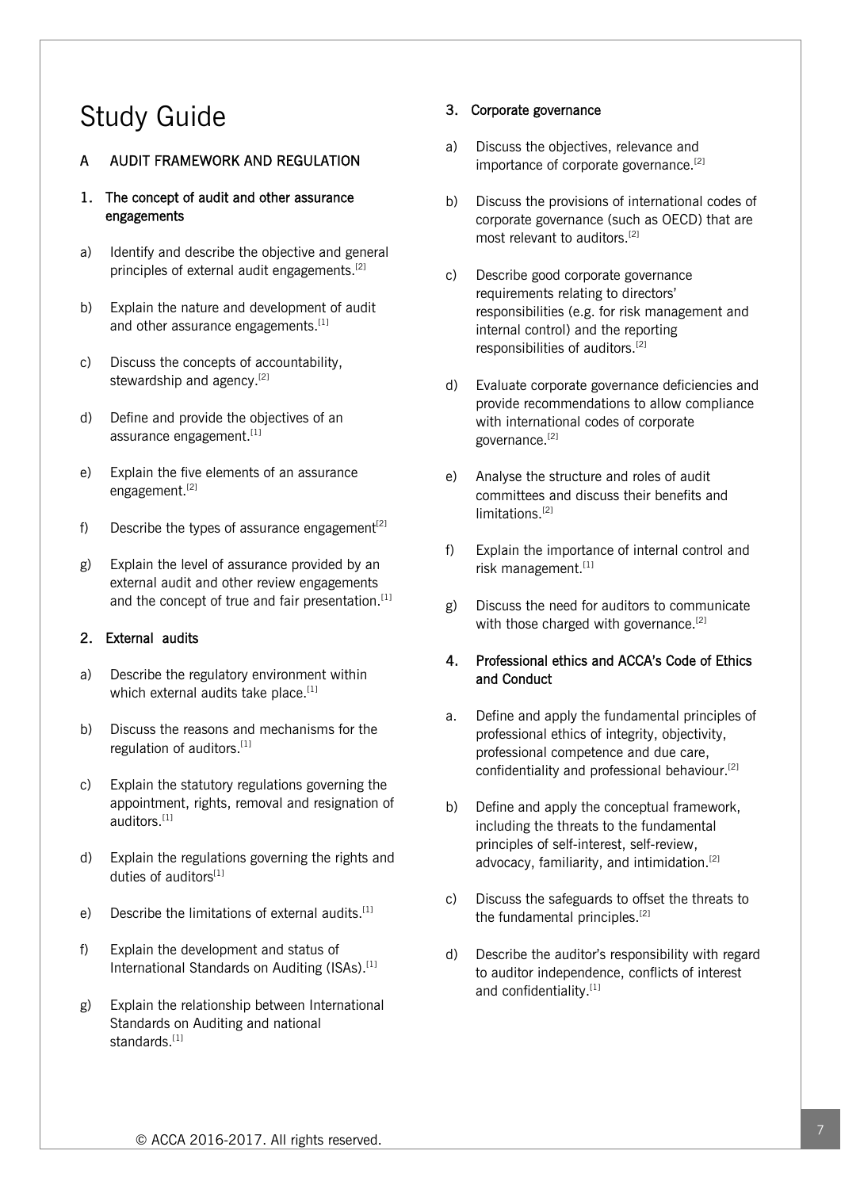# Study Guide

## A AUDIT FRAMEWORK AND REGULATION

### 1. The concept of audit and other assurance engagements

a) Identify and describe the objective and general principles of external audit engagements.[2]

b) Explain the nature and development of audit and other assurance engagements.[1]

c) Discuss the concepts of accountability, stewardship and agency.[2]

d) Define and provide the objectives of an assurance engagement.[1]

e) Explain the five elements of an assurance engagement.[2]

f) Describe the types of assurance engagement[2]

g) Explain the level of assurance provided by an external audit and other review engagements and the concept of true and fair presentation.[1]

### 2. External audits

a) Describe the regulatory environment within which external audits take place.[1]

b) Discuss the reasons and mechanisms for the regulation of auditors.[1]

c) Explain the statutory regulations governing the appointment, rights, removal and resignation of auditors.[1]

d) Explain the regulations governing the rights and duties of auditors[1]

e) Describe the limitations of external audits.[1]

f) Explain the development and status of International Standards on Auditing (ISAs).[1]

g) Explain the relationship between International Standards on Auditing and national standards.[1]

### 3. Corporate governance

a) Discuss the objectives, relevance and importance of corporate governance.[2]

b) Discuss the provisions of international codes of corporate governance (such as OECD) that are most relevant to auditors.[2]

c) Describe good corporate governance requirements relating to directors' responsibilities (e.g. for risk management and internal control) and the reporting responsibilities of auditors.[2]

d) Evaluate corporate governance deficiencies and provide recommendations to allow compliance with international codes of corporate governance.[2]

e) Analyse the structure and roles of audit committees and discuss their benefits and limitations.[2]

f) Explain the importance of internal control and risk management.[1]

g) Discuss the need for auditors to communicate with those charged with governance.[2]

### 4. Professional ethics and ACCA's Code of Ethics and Conduct

a. Define and apply the fundamental principles of professional ethics of integrity, objectivity, professional competence and due care, confidentiality and professional behaviour.[2]

b) Define and apply the conceptual framework, including the threats to the fundamental principles of self-interest, self-review, advocacy, familiarity, and intimidation.[2]

c) Discuss the safeguards to offset the threats to the fundamental principles.[2]

d) Describe the auditor's responsibility with regard to auditor independence, conflicts of interest and confidentiality.[1]

© ACCA 2016-2017. All rights reserved.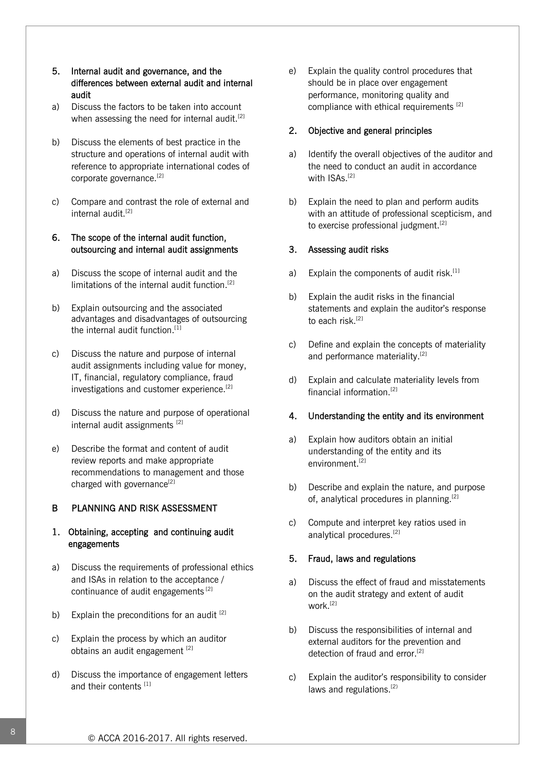### 5. Internal audit and governance, and the differences between external audit and internal audit

a) Discuss the factors to be taken into account when assessing the need for internal audit.[2]

b) Discuss the elements of best practice in the structure and operations of internal audit with reference to appropriate international codes of corporate governance.[2]

c) Compare and contrast the role of external and internal audit.[2]

### 6. The scope of the internal audit function, outsourcing and internal audit assignments

a) Discuss the scope of internal audit and the limitations of the internal audit function.[2]

b) Explain outsourcing and the associated advantages and disadvantages of outsourcing the internal audit function.[1]

c) Discuss the nature and purpose of internal audit assignments including value for money, IT, financial, regulatory compliance, fraud investigations and customer experience.[2]

d) Discuss the nature and purpose of operational internal audit assignments [2]

e) Describe the format and content of audit review reports and make appropriate recommendations to management and those charged with governance[2]

## B PLANNING AND RISK ASSESSMENT

### 1. Obtaining, accepting and continuing audit engagements

a) Discuss the requirements of professional ethics and ISAs in relation to the acceptance / continuance of audit engagements [2]

b) Explain the preconditions for an audit [2]

c) Explain the process by which an auditor obtains an audit engagement [2]

d) Discuss the importance of engagement letters and their contents [1]

e) Explain the quality control procedures that should be in place over engagement performance, monitoring quality and compliance with ethical requirements [2]

### 2. Objective and general principles

a) Identify the overall objectives of the auditor and the need to conduct an audit in accordance with ISAs.[2]

b) Explain the need to plan and perform audits with an attitude of professional scepticism, and to exercise professional judgment.[2]

### 3. Assessing audit risks

a) Explain the components of audit risk.[1]

b) Explain the audit risks in the financial statements and explain the auditor's response to each risk.[2]

c) Define and explain the concepts of materiality and performance materiality.[2]

d) Explain and calculate materiality levels from financial information.[2]

### 4. Understanding the entity and its environment

a) Explain how auditors obtain an initial understanding of the entity and its environment.[2]

b) Describe and explain the nature, and purpose of, analytical procedures in planning.[2]

c) Compute and interpret key ratios used in analytical procedures.[2]

### 5. Fraud, laws and regulations

a) Discuss the effect of fraud and misstatements on the audit strategy and extent of audit work.[2]

b) Discuss the responsibilities of internal and external auditors for the prevention and detection of fraud and error.[2]

c) Explain the auditor's responsibility to consider laws and regulations.[2]

© ACCA 2016-2017. All rights reserved.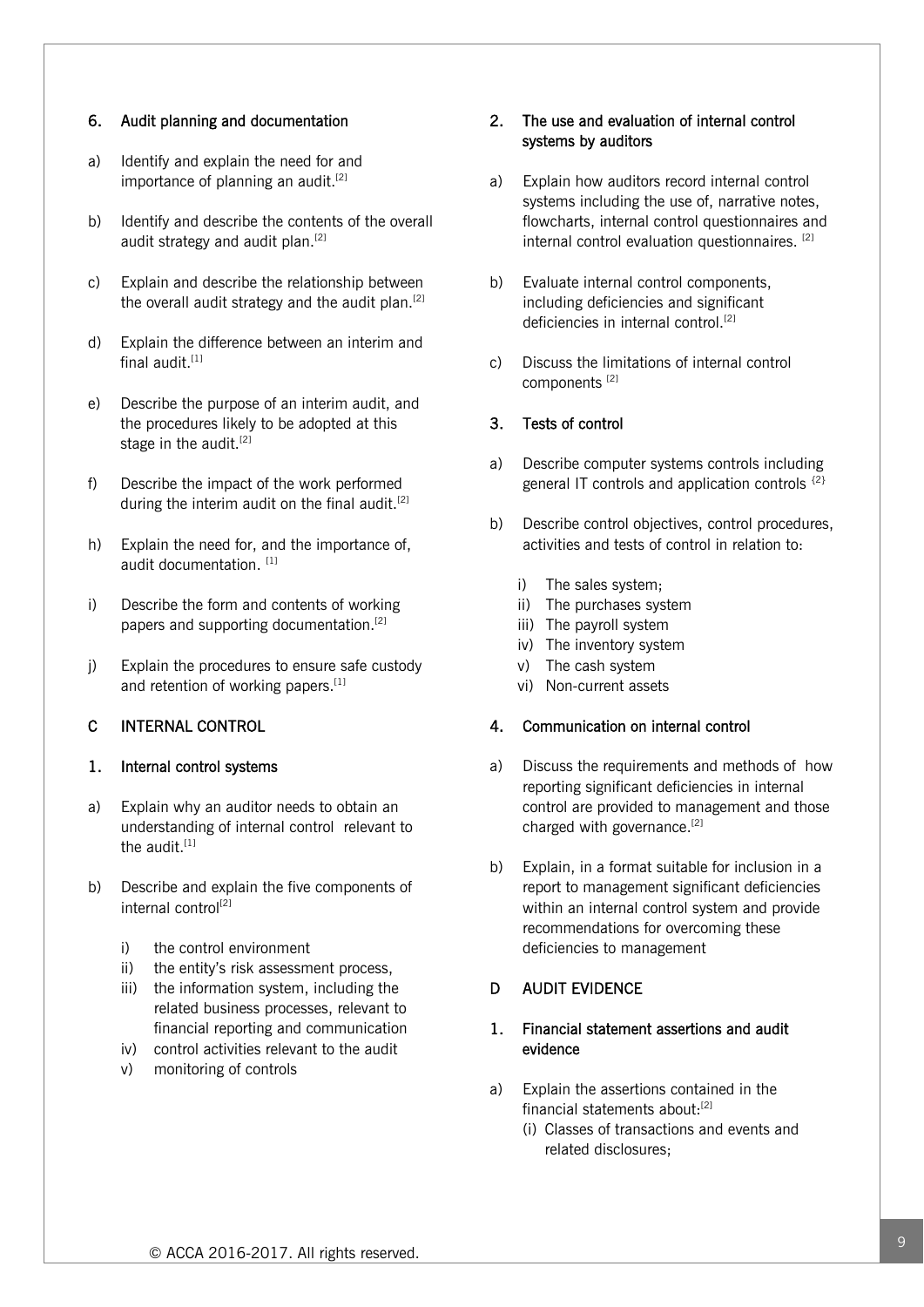### 6. Audit planning and documentation

a) Identify and explain the need for and importance of planning an audit.[2]

b) Identify and describe the contents of the overall audit strategy and audit plan.[2]

c) Explain and describe the relationship between the overall audit strategy and the audit plan.[2]

d) Explain the difference between an interim and final audit.[1]

e) Describe the purpose of an interim audit, and the procedures likely to be adopted at this stage in the audit.[2]

f) Describe the impact of the work performed during the interim audit on the final audit.[2]

h) Explain the need for, and the importance of, audit documentation. [1]

i) Describe the form and contents of working papers and supporting documentation.[2]

j) Explain the procedures to ensure safe custody and retention of working papers.[1]

## C INTERNAL CONTROL

### 1. Internal control systems

a) Explain why an auditor needs to obtain an understanding of internal control relevant to the audit.[1]

b) Describe and explain the five components of internal control[2]

i) the control environment
ii) the entity's risk assessment process,
iii) the information system, including the related business processes, relevant to financial reporting and communication
iv) control activities relevant to the audit
v) monitoring of controls

### 2. The use and evaluation of internal control systems by auditors

a) Explain how auditors record internal control systems including the use of, narrative notes, flowcharts, internal control questionnaires and internal control evaluation questionnaires. [2]

b) Evaluate internal control components, including deficiencies and significant deficiencies in internal control.[2]

c) Discuss the limitations of internal control components [2]

### 3. Tests of control

a) Describe computer systems controls including general IT controls and application controls {2}

b) Describe control objectives, control procedures, activities and tests of control in relation to:

i) The sales system;
ii) The purchases system
iii) The payroll system
iv) The inventory system
v) The cash system
vi) Non-current assets

### 4. Communication on internal control

a) Discuss the requirements and methods of how reporting significant deficiencies in internal control are provided to management and those charged with governance.[2]

b) Explain, in a format suitable for inclusion in a report to management significant deficiencies within an internal control system and provide recommendations for overcoming these deficiencies to management

## D AUDIT EVIDENCE

### 1. Financial statement assertions and audit evidence

a) Explain the assertions contained in the financial statements about:[2]

(i) Classes of transactions and events and related disclosures;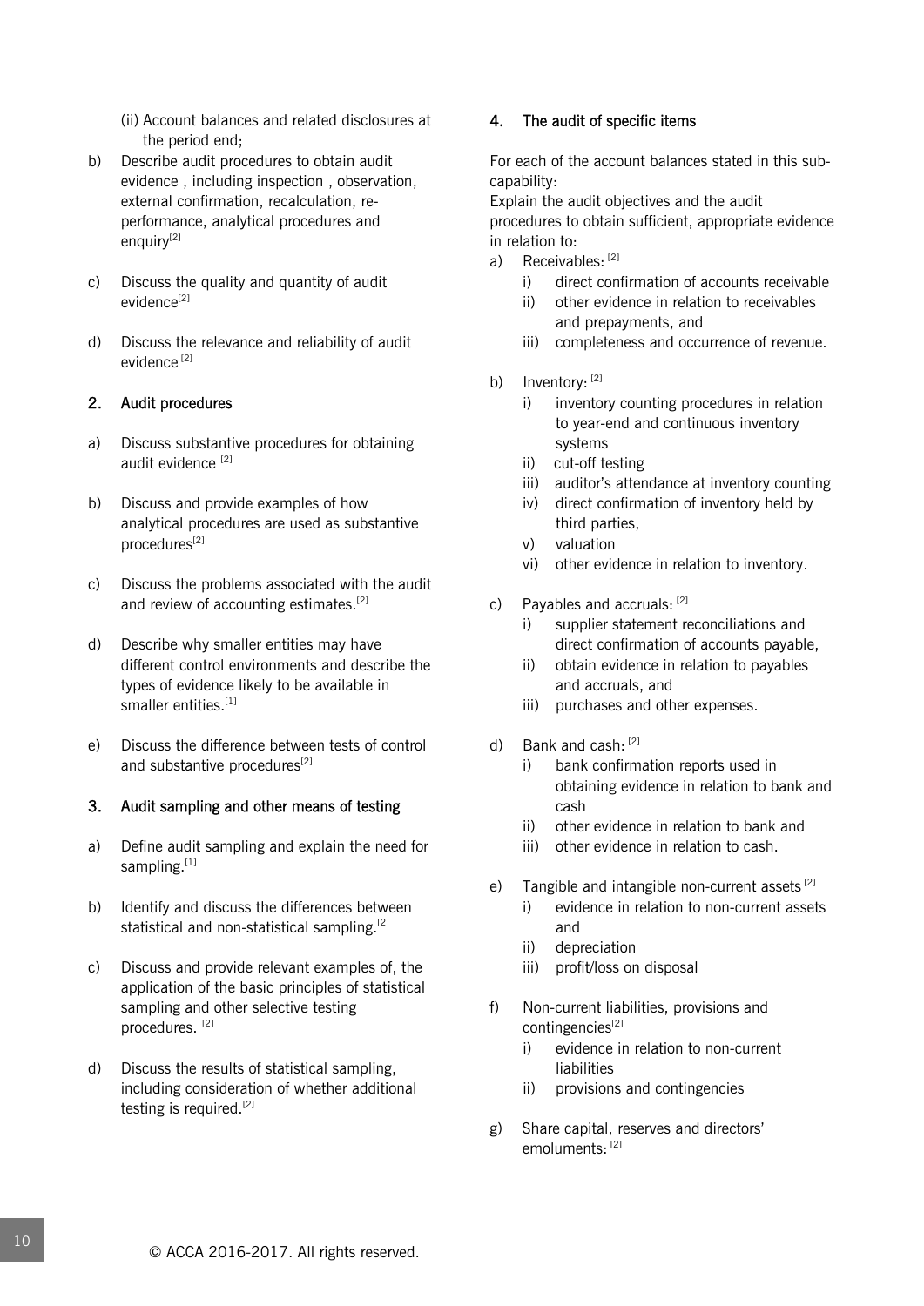(ii) Account balances and related disclosures at the period end;

b) Describe audit procedures to obtain audit evidence , including inspection , observation, external confirmation, recalculation, re-performance, analytical procedures and enquiry[2]

c) Discuss the quality and quantity of audit evidence[2]

d) Discuss the relevance and reliability of audit evidence [2]

## 2. Audit procedures

a) Discuss substantive procedures for obtaining audit evidence [2]

b) Discuss and provide examples of how analytical procedures are used as substantive procedures[2]

c) Discuss the problems associated with the audit and review of accounting estimates.[2]

d) Describe why smaller entities may have different control environments and describe the types of evidence likely to be available in smaller entities.[1]

e) Discuss the difference between tests of control and substantive procedures[2]

## 3. Audit sampling and other means of testing

a) Define audit sampling and explain the need for sampling.[1]

b) Identify and discuss the differences between statistical and non-statistical sampling.[2]

c) Discuss and provide relevant examples of, the application of the basic principles of statistical sampling and other selective testing procedures. [2]

d) Discuss the results of statistical sampling, including consideration of whether additional testing is required.[2]

## 4. The audit of specific items

For each of the account balances stated in this sub-capability:
Explain the audit objectives and the audit procedures to obtain sufficient, appropriate evidence in relation to:

a) Receivables: [2]
   i) direct confirmation of accounts receivable
   ii) other evidence in relation to receivables and prepayments, and
   iii) completeness and occurrence of revenue.

b) Inventory: [2]
   i) inventory counting procedures in relation to year-end and continuous inventory systems
   ii) cut-off testing
   iii) auditor's attendance at inventory counting
   iv) direct confirmation of inventory held by third parties,
   v) valuation
   vi) other evidence in relation to inventory.

c) Payables and accruals: [2]
   i) supplier statement reconciliations and direct confirmation of accounts payable,
   ii) obtain evidence in relation to payables and accruals, and
   iii) purchases and other expenses.

d) Bank and cash: [2]
   i) bank confirmation reports used in obtaining evidence in relation to bank and cash
   ii) other evidence in relation to bank and
   iii) other evidence in relation to cash.

e) Tangible and intangible non-current assets [2]
   i) evidence in relation to non-current assets and
   ii) depreciation
   iii) profit/loss on disposal

f) Non-current liabilities, provisions and contingencies[2]
   i) evidence in relation to non-current liabilities
   ii) provisions and contingencies

g) Share capital, reserves and directors' emoluments: [2]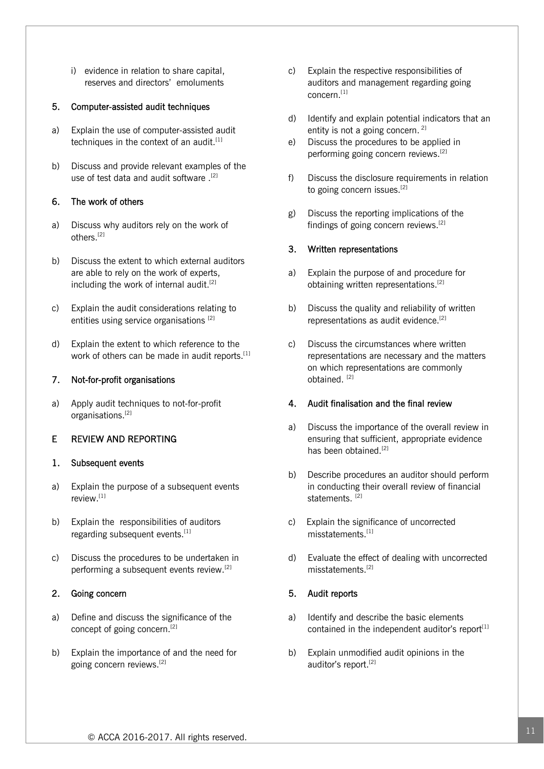i) evidence in relation to share capital, reserves and directors' emoluments

### 5. Computer-assisted audit techniques

a) Explain the use of computer-assisted audit techniques in the context of an audit.[1]

b) Discuss and provide relevant examples of the use of test data and audit software .[2]

### 6. The work of others

a) Discuss why auditors rely on the work of others.[2]

b) Discuss the extent to which external auditors are able to rely on the work of experts, including the work of internal audit.[2]

c) Explain the audit considerations relating to entities using service organisations [2]

d) Explain the extent to which reference to the work of others can be made in audit reports.[1]

### 7. Not-for-profit organisations

a) Apply audit techniques to not-for-profit organisations.[2]

## E REVIEW AND REPORTING

### 1. Subsequent events

a) Explain the purpose of a subsequent events review.[1]

b) Explain the responsibilities of auditors regarding subsequent events.[1]

c) Discuss the procedures to be undertaken in performing a subsequent events review.[2]

### 2. Going concern

a) Define and discuss the significance of the concept of going concern.[2]

b) Explain the importance of and the need for going concern reviews.[2]

c) Explain the respective responsibilities of auditors and management regarding going concern.[1]

d) Identify and explain potential indicators that an entity is not a going concern. 2]

e) Discuss the procedures to be applied in performing going concern reviews.[2]

f) Discuss the disclosure requirements in relation to going concern issues.[2]

g) Discuss the reporting implications of the findings of going concern reviews.[2]

### 3. Written representations

a) Explain the purpose of and procedure for obtaining written representations.[2]

b) Discuss the quality and reliability of written representations as audit evidence.[2]

c) Discuss the circumstances where written representations are necessary and the matters on which representations are commonly obtained. [2]

### 4. Audit finalisation and the final review

a) Discuss the importance of the overall review in ensuring that sufficient, appropriate evidence has been obtained.[2]

b) Describe procedures an auditor should perform in conducting their overall review of financial statements. [2]

c) Explain the significance of uncorrected misstatements.[1]

d) Evaluate the effect of dealing with uncorrected misstatements.[2]

### 5. Audit reports

a) Identify and describe the basic elements contained in the independent auditor's report[1]

b) Explain unmodified audit opinions in the auditor's report.[2]

© ACCA 2016-2017. All rights reserved.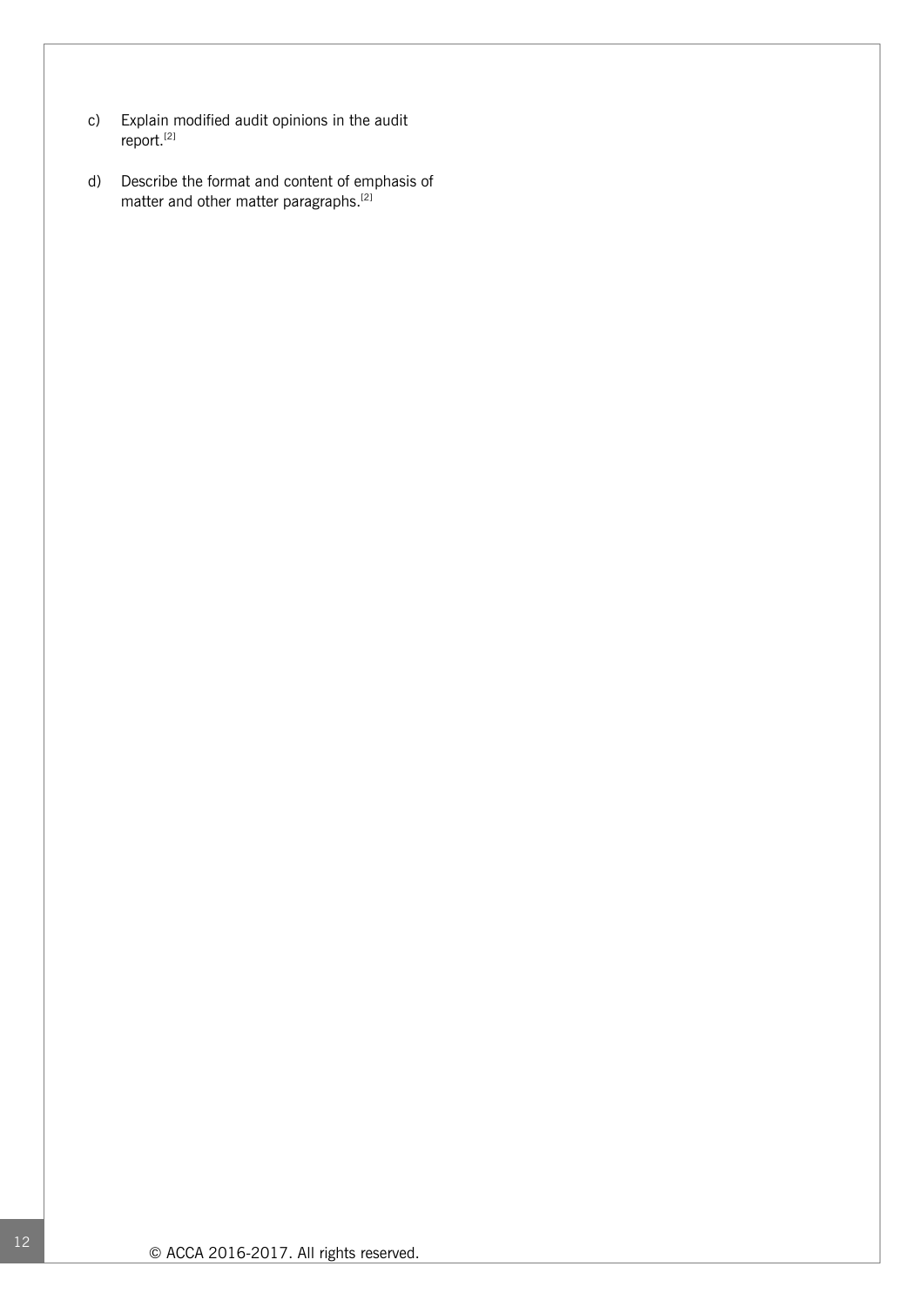c) Explain modified audit opinions in the audit report.[2]

d) Describe the format and content of emphasis of matter and other matter paragraphs.[2]

© ACCA 2016-2017. All rights reserved.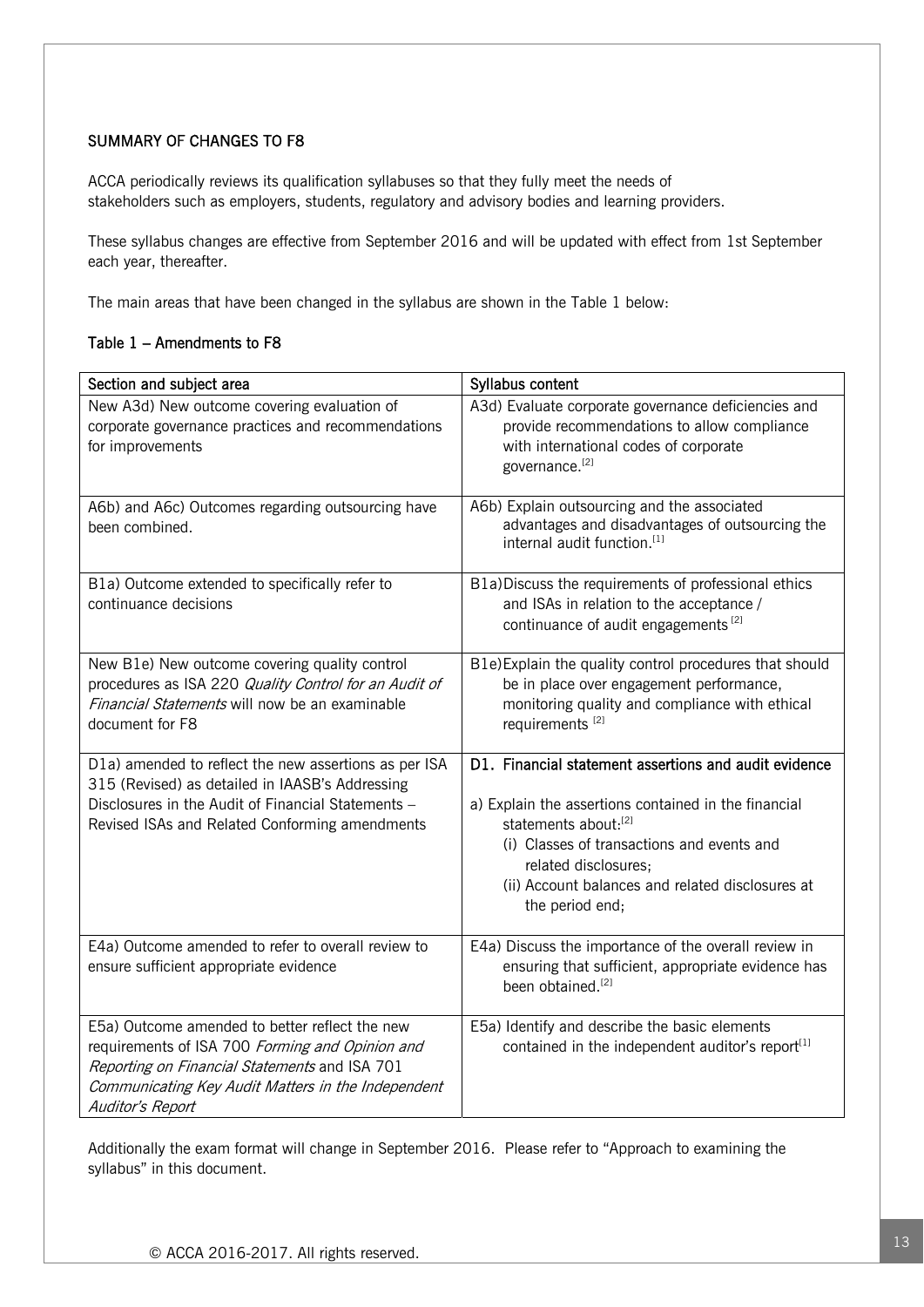## SUMMARY OF CHANGES TO F8

ACCA periodically reviews its qualification syllabuses so that they fully meet the needs of stakeholders such as employers, students, regulatory and advisory bodies and learning providers.

These syllabus changes are effective from September 2016 and will be updated with effect from 1st September each year, thereafter.

The main areas that have been changed in the syllabus are shown in the Table 1 below:

### Table 1 – Amendments to F8

| Section and subject area | Syllabus content |
|---|---|
| New A3d) New outcome covering evaluation of corporate governance practices and recommendations for improvements | A3d) Evaluate corporate governance deficiencies and provide recommendations to allow compliance with international codes of corporate governance.[2] |
| A6b) and A6c) Outcomes regarding outsourcing have been combined. | A6b) Explain outsourcing and the associated advantages and disadvantages of outsourcing the internal audit function.[1] |
| B1a) Outcome extended to specifically refer to continuance decisions | B1a) Discuss the requirements of professional ethics and ISAs in relation to the acceptance / continuance of audit engagements [2] |
| New B1e) New outcome covering quality control procedures as ISA 220 *Quality Control for an Audit of Financial Statements* will now be an examinable document for F8 | B1e) Explain the quality control procedures that should be in place over engagement performance, monitoring quality and compliance with ethical requirements [2] |
| D1a) amended to reflect the new assertions as per ISA 315 (Revised) as detailed in IAASB's Addressing Disclosures in the Audit of Financial Statements – Revised ISAs and Related Conforming amendments | **D1. Financial statement assertions and audit evidence**<br><br>a) Explain the assertions contained in the financial statements about:[2]<br>(i) Classes of transactions and events and related disclosures;<br>(ii) Account balances and related disclosures at the period end; |
| E4a) Outcome amended to refer to overall review to ensure sufficient appropriate evidence | E4a) Discuss the importance of the overall review in ensuring that sufficient, appropriate evidence has been obtained.[2] |
| E5a) Outcome amended to better reflect the new requirements of ISA 700 *Forming and Opinion and Reporting on Financial Statements* and ISA 701 *Communicating Key Audit Matters in the Independent Auditor's Report* | E5a) Identify and describe the basic elements contained in the independent auditor's report[1] |

Additionally the exam format will change in September 2016. Please refer to "Approach to examining the syllabus" in this document.

© ACCA 2016-2017. All rights reserved.